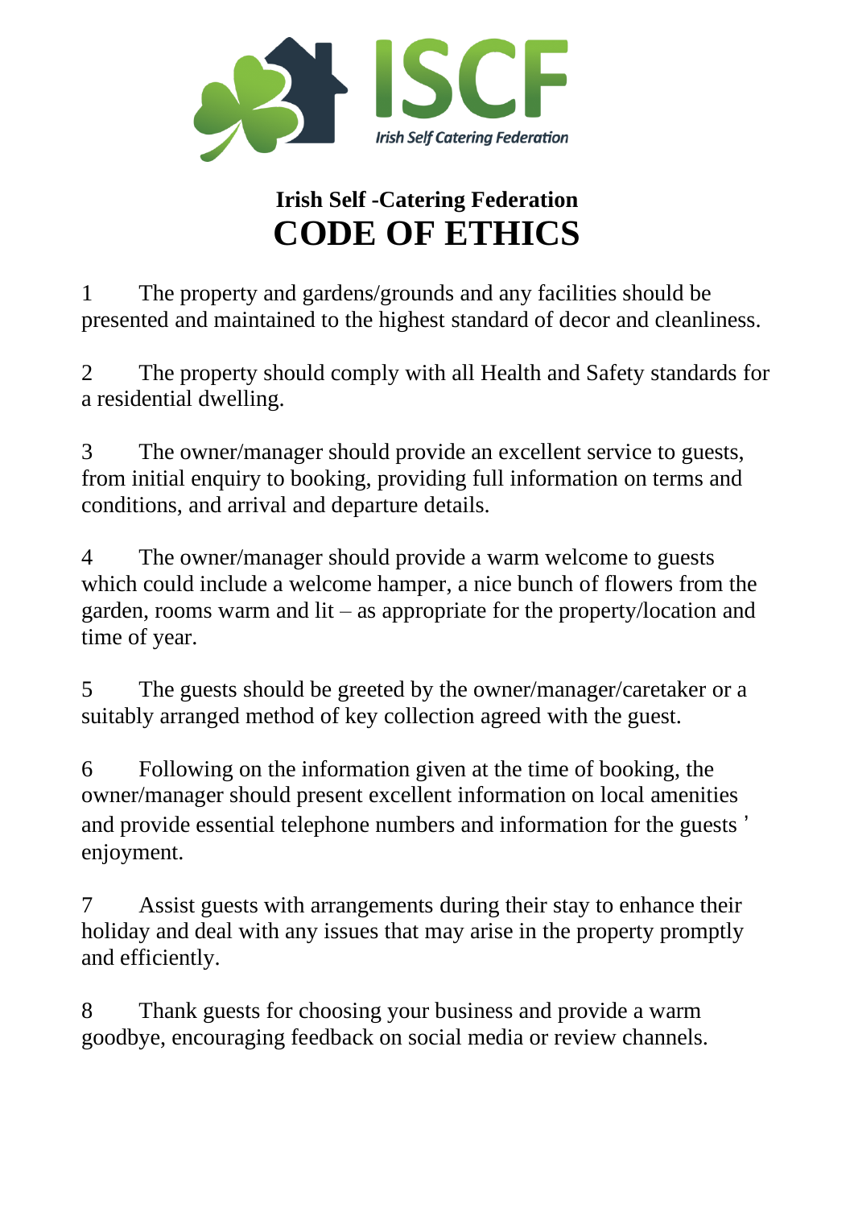ISCF

*Irish Self Catering Federation*

# Irish Self -Catering Federation
# CODE OF ETHICS

1 The property and gardens/grounds and any facilities should be presented and maintained to the highest standard of decor and cleanliness.

2 The property should comply with all Health and Safety standards for a residential dwelling.

3 The owner/manager should provide an excellent service to guests, from initial enquiry to booking, providing full information on terms and conditions, and arrival and departure details.

4 The owner/manager should provide a warm welcome to guests which could include a welcome hamper, a nice bunch of flowers from the garden, rooms warm and lit – as appropriate for the property/location and time of year.

5 The guests should be greeted by the owner/manager/caretaker or a suitably arranged method of key collection agreed with the guest.

6 Following on the information given at the time of booking, the owner/manager should present excellent information on local amenities and provide essential telephone numbers and information for the guests ' enjoyment.

7 Assist guests with arrangements during their stay to enhance their holiday and deal with any issues that may arise in the property promptly and efficiently.

8 Thank guests for choosing your business and provide a warm goodbye, encouraging feedback on social media or review channels.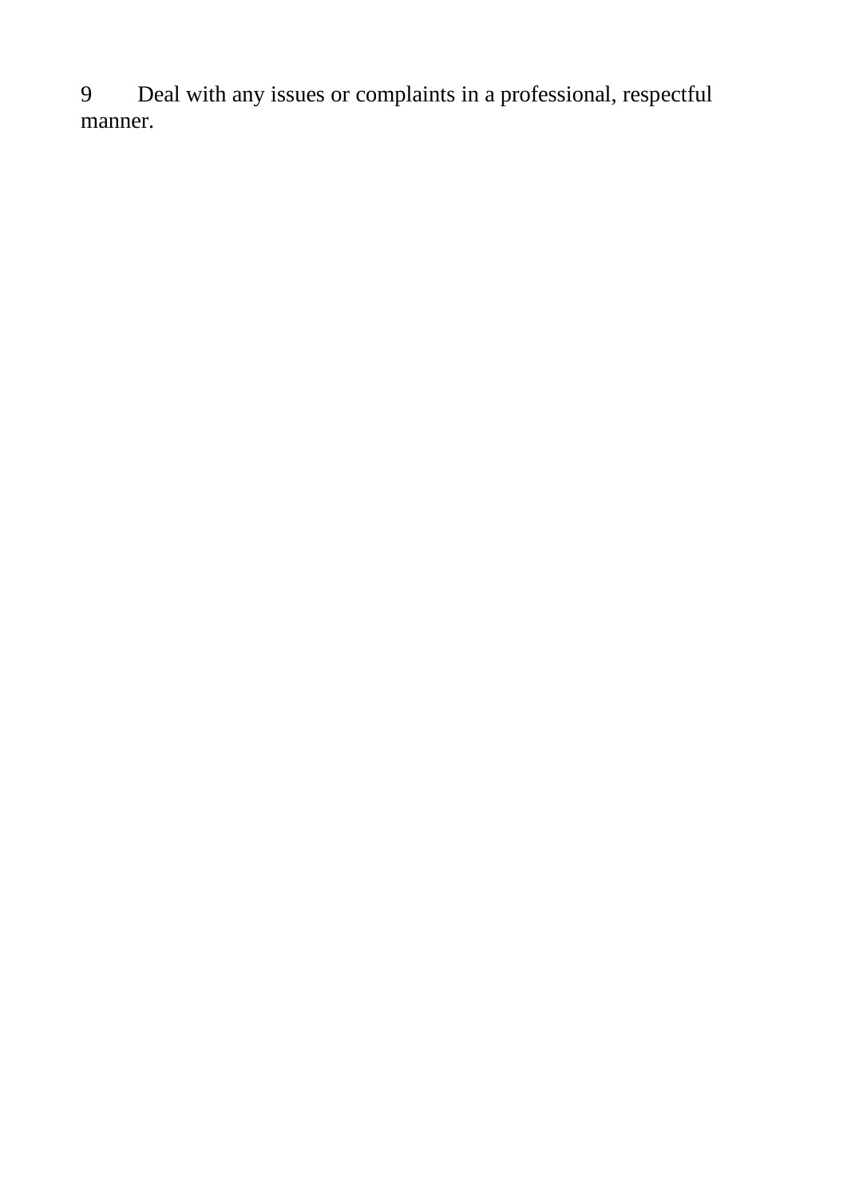9 Deal with any issues or complaints in a professional, respectful manner.